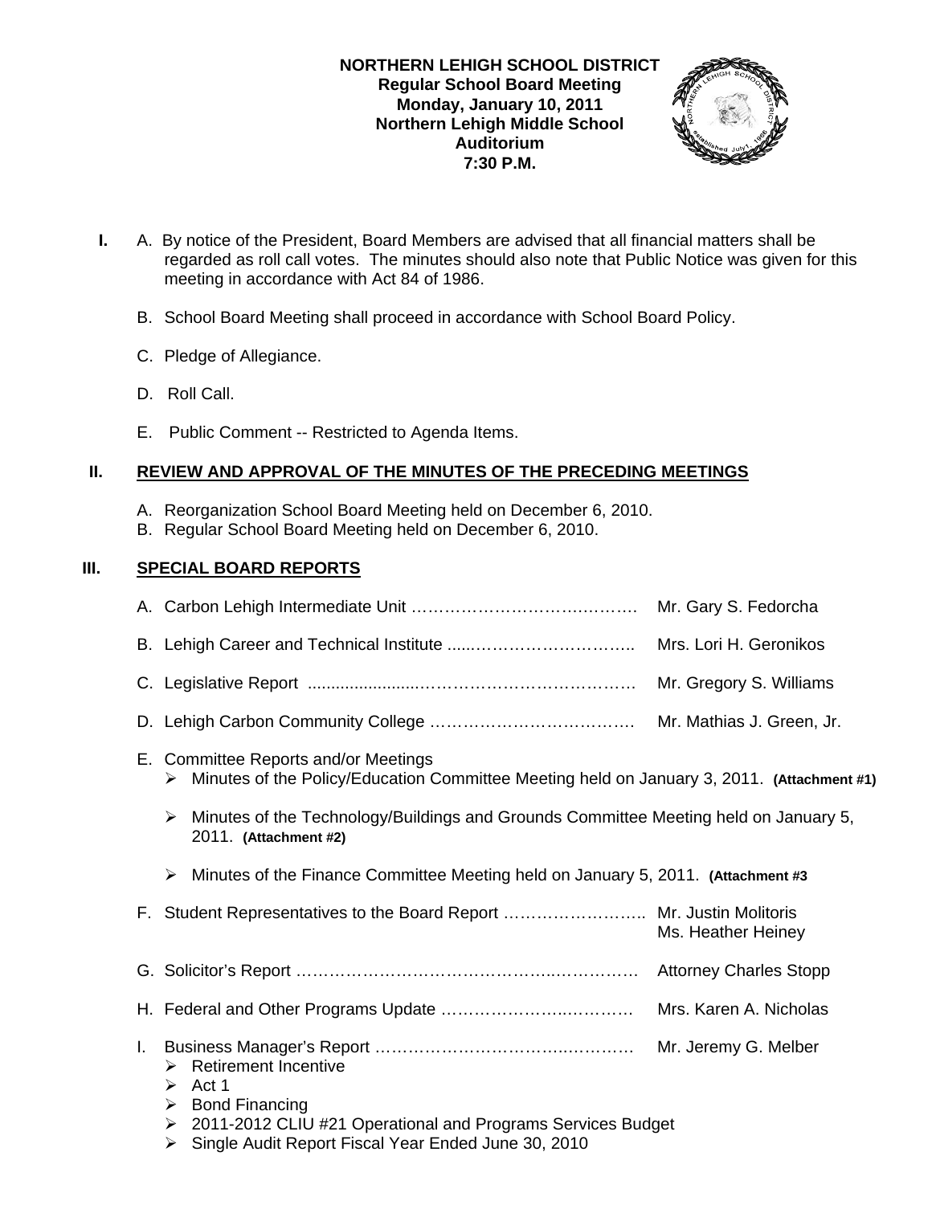**NORTHERN LEHIGH SCHOOL DISTRICT**
**Regular School Board Meeting**
**Monday, January 10, 2011**
**Northern Lehigh Middle School**
**Auditorium**
**7:30 P.M.**

**I.** A. By notice of the President, Board Members are advised that all financial matters shall be regarded as roll call votes. The minutes should also note that Public Notice was given for this meeting in accordance with Act 84 of 1986.

B. School Board Meeting shall proceed in accordance with School Board Policy.

C. Pledge of Allegiance.

D. Roll Call.

E. Public Comment -- Restricted to Agenda Items.

## II. REVIEW AND APPROVAL OF THE MINUTES OF THE PRECEDING MEETINGS

A. Reorganization School Board Meeting held on December 6, 2010.
B. Regular School Board Meeting held on December 6, 2010.

## III. SPECIAL BOARD REPORTS

A. Carbon Lehigh Intermediate Unit …………………………………… Mr. Gary S. Fedorcha

B. Lehigh Career and Technical Institute …………………………….. Mrs. Lori H. Geronikos

C. Legislative Report ……………………………………………… Mr. Gregory S. Williams

D. Lehigh Carbon Community College ……………………………… Mr. Mathias J. Green, Jr.

E. Committee Reports and/or Meetings
- Minutes of the Policy/Education Committee Meeting held on January 3, 2011. **(Attachment #1)**
- Minutes of the Technology/Buildings and Grounds Committee Meeting held on January 5, 2011. **(Attachment #2)**
- Minutes of the Finance Committee Meeting held on January 5, 2011. **(Attachment #3**

F. Student Representatives to the Board Report …………………….. Mr. Justin Molitoris
Ms. Heather Heiney

G. Solicitor's Report …………………………………………………. Attorney Charles Stopp

H. Federal and Other Programs Update ……………………………… Mrs. Karen A. Nicholas

I. Business Manager's Report ………………………………………… Mr. Jeremy G. Melber
- Retirement Incentive
- Act 1
- Bond Financing
- 2011-2012 CLIU #21 Operational and Programs Services Budget
- Single Audit Report Fiscal Year Ended June 30, 2010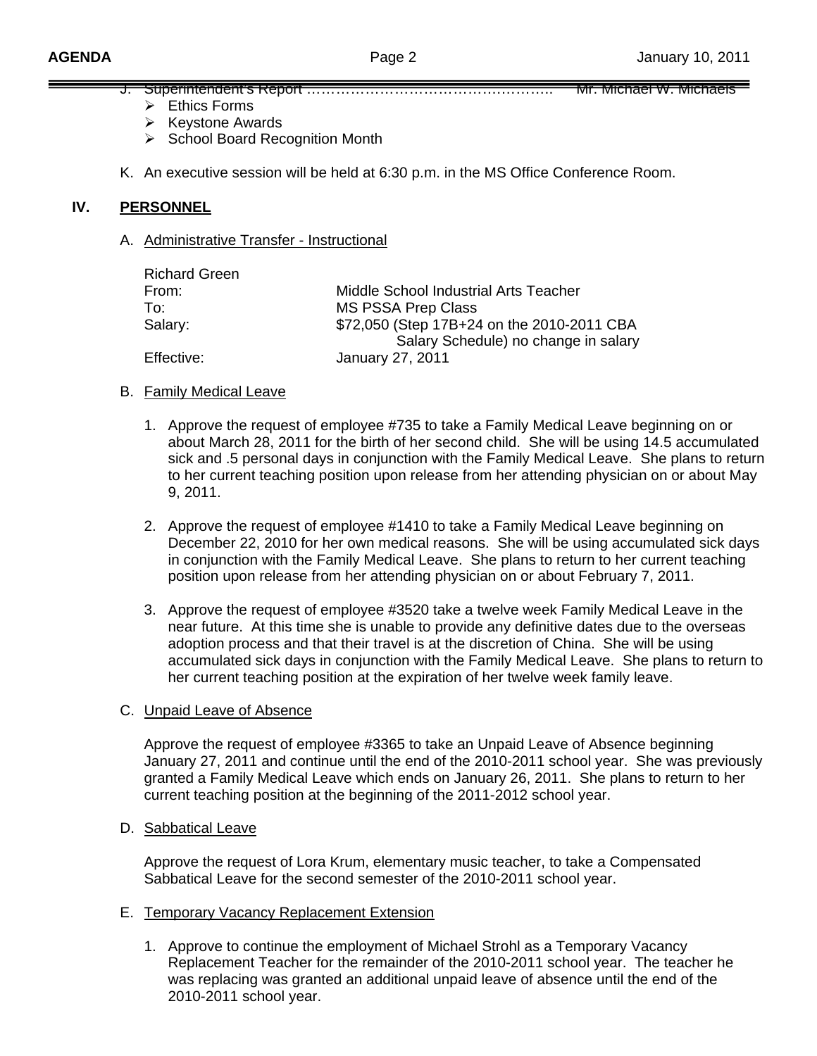J. Superintendent's Report …………………………………………….. Mr. Michael W. Michaels

- Ethics Forms
- Keystone Awards
- School Board Recognition Month

K. An executive session will be held at 6:30 p.m. in the MS Office Conference Room.

## IV. PERSONNEL

A. Administrative Transfer - Instructional

| Richard Green | |
|---|---|
| From: | Middle School Industrial Arts Teacher |
| To: | MS PSSA Prep Class |
| Salary: | $72,050 (Step 17B+24 on the 2010-2011 CBA Salary Schedule) no change in salary |
| Effective: | January 27, 2011 |

B. Family Medical Leave

1. Approve the request of employee #735 to take a Family Medical Leave beginning on or about March 28, 2011 for the birth of her second child. She will be using 14.5 accumulated sick and .5 personal days in conjunction with the Family Medical Leave. She plans to return to her current teaching position upon release from her attending physician on or about May 9, 2011.

2. Approve the request of employee #1410 to take a Family Medical Leave beginning on December 22, 2010 for her own medical reasons. She will be using accumulated sick days in conjunction with the Family Medical Leave. She plans to return to her current teaching position upon release from her attending physician on or about February 7, 2011.

3. Approve the request of employee #3520 take a twelve week Family Medical Leave in the near future. At this time she is unable to provide any definitive dates due to the overseas adoption process and that their travel is at the discretion of China. She will be using accumulated sick days in conjunction with the Family Medical Leave. She plans to return to her current teaching position at the expiration of her twelve week family leave.

C. Unpaid Leave of Absence

Approve the request of employee #3365 to take an Unpaid Leave of Absence beginning January 27, 2011 and continue until the end of the 2010-2011 school year. She was previously granted a Family Medical Leave which ends on January 26, 2011. She plans to return to her current teaching position at the beginning of the 2011-2012 school year.

D. Sabbatical Leave

Approve the request of Lora Krum, elementary music teacher, to take a Compensated Sabbatical Leave for the second semester of the 2010-2011 school year.

E. Temporary Vacancy Replacement Extension

1. Approve to continue the employment of Michael Strohl as a Temporary Vacancy Replacement Teacher for the remainder of the 2010-2011 school year. The teacher he was replacing was granted an additional unpaid leave of absence until the end of the 2010-2011 school year.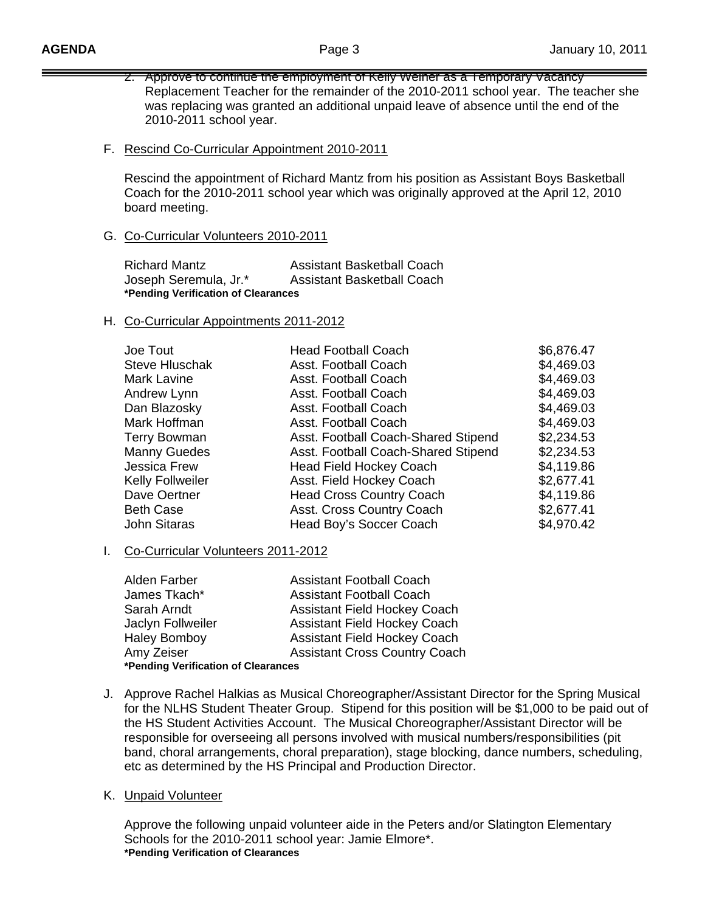2. Approve to continue the employment of Kelly Weiner as a Temporary Vacancy Replacement Teacher for the remainder of the 2010-2011 school year. The teacher she was replacing was granted an additional unpaid leave of absence until the end of the 2010-2011 school year.

F. Rescind Co-Curricular Appointment 2010-2011

Rescind the appointment of Richard Mantz from his position as Assistant Boys Basketball Coach for the 2010-2011 school year which was originally approved at the April 12, 2010 board meeting.

G. Co-Curricular Volunteers 2010-2011

| | |
|---|---|
| Richard Mantz | Assistant Basketball Coach |
| Joseph Seremula, Jr.* | Assistant Basketball Coach |

**\*Pending Verification of Clearances**

H. Co-Curricular Appointments 2011-2012

| | | |
|---|---|---|
| Joe Tout | Head Football Coach | $6,876.47 |
| Steve Hluschak | Asst. Football Coach | $4,469.03 |
| Mark Lavine | Asst. Football Coach | $4,469.03 |
| Andrew Lynn | Asst. Football Coach | $4,469.03 |
| Dan Blazosky | Asst. Football Coach | $4,469.03 |
| Mark Hoffman | Asst. Football Coach | $4,469.03 |
| Terry Bowman | Asst. Football Coach-Shared Stipend | $2,234.53 |
| Manny Guedes | Asst. Football Coach-Shared Stipend | $2,234.53 |
| Jessica Frew | Head Field Hockey Coach | $4,119.86 |
| Kelly Follweiler | Asst. Field Hockey Coach | $2,677.41 |
| Dave Oertner | Head Cross Country Coach | $4,119.86 |
| Beth Case | Asst. Cross Country Coach | $2,677.41 |
| John Sitaras | Head Boy's Soccer Coach | $4,970.42 |

I. Co-Curricular Volunteers 2011-2012

| | |
|---|---|
| Alden Farber | Assistant Football Coach |
| James Tkach* | Assistant Football Coach |
| Sarah Arndt | Assistant Field Hockey Coach |
| Jaclyn Follweiler | Assistant Field Hockey Coach |
| Haley Bomboy | Assistant Field Hockey Coach |
| Amy Zeiser | Assistant Cross Country Coach |

**\*Pending Verification of Clearances**

J. Approve Rachel Halkias as Musical Choreographer/Assistant Director for the Spring Musical for the NLHS Student Theater Group. Stipend for this position will be $1,000 to be paid out of the HS Student Activities Account. The Musical Choreographer/Assistant Director will be responsible for overseeing all persons involved with musical numbers/responsibilities (pit band, choral arrangements, choral preparation), stage blocking, dance numbers, scheduling, etc as determined by the HS Principal and Production Director.

K. Unpaid Volunteer

Approve the following unpaid volunteer aide in the Peters and/or Slatington Elementary Schools for the 2010-2011 school year: Jamie Elmore*.
**\*Pending Verification of Clearances**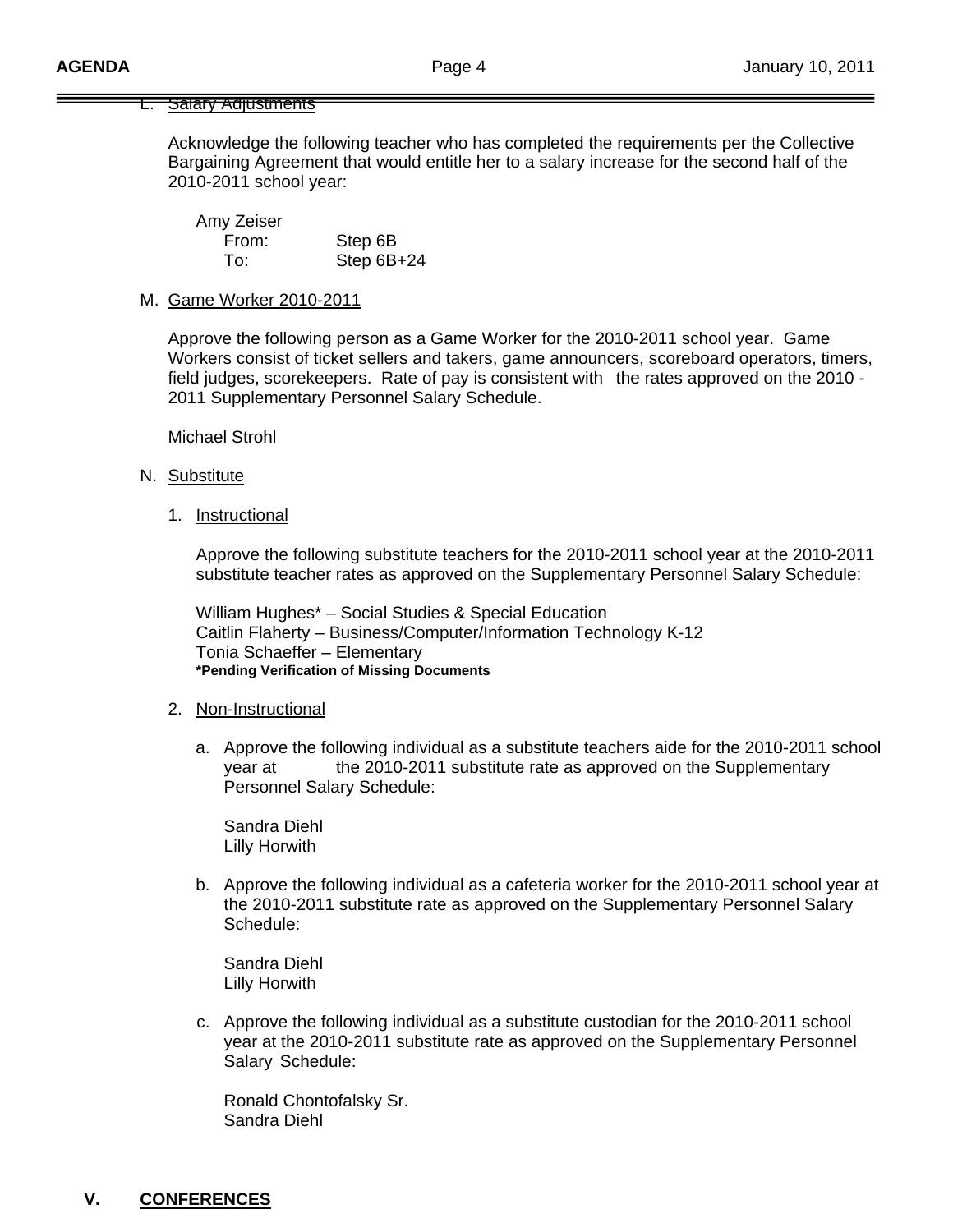L. Salary Adjustments

Acknowledge the following teacher who has completed the requirements per the Collective Bargaining Agreement that would entitle her to a salary increase for the second half of the 2010-2011 school year:

Amy Zeiser
From: Step 6B
To: Step 6B+24

M. Game Worker 2010-2011

Approve the following person as a Game Worker for the 2010-2011 school year. Game Workers consist of ticket sellers and takers, game announcers, scoreboard operators, timers, field judges, scorekeepers. Rate of pay is consistent with the rates approved on the 2010 - 2011 Supplementary Personnel Salary Schedule.

Michael Strohl

N. Substitute

1. Instructional

Approve the following substitute teachers for the 2010-2011 school year at the 2010-2011 substitute teacher rates as approved on the Supplementary Personnel Salary Schedule:

William Hughes* – Social Studies & Special Education
Caitlin Flaherty – Business/Computer/Information Technology K-12
Tonia Schaeffer – Elementary
**\*Pending Verification of Missing Documents**

2. Non-Instructional

a. Approve the following individual as a substitute teachers aide for the 2010-2011 school year at the 2010-2011 substitute rate as approved on the Supplementary Personnel Salary Schedule:

Sandra Diehl
Lilly Horwith

b. Approve the following individual as a cafeteria worker for the 2010-2011 school year at the 2010-2011 substitute rate as approved on the Supplementary Personnel Salary Schedule:

Sandra Diehl
Lilly Horwith

c. Approve the following individual as a substitute custodian for the 2010-2011 school year at the 2010-2011 substitute rate as approved on the Supplementary Personnel Salary Schedule:

Ronald Chontofalsky Sr.
Sandra Diehl

## V. CONFERENCES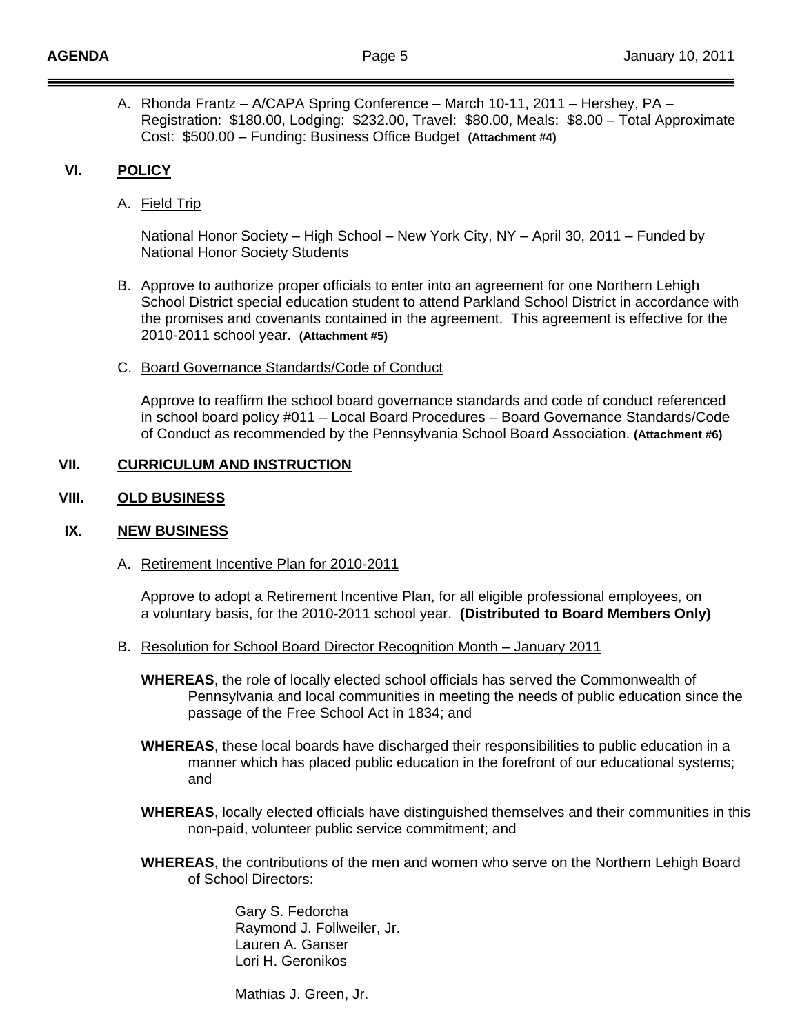A. Rhonda Frantz – A/CAPA Spring Conference – March 10-11, 2011 – Hershey, PA – Registration: $180.00, Lodging: $232.00, Travel: $80.00, Meals: $8.00 – Total Approximate Cost: $500.00 – Funding: Business Office Budget **(Attachment #4)**

## VI. POLICY

A. Field Trip

National Honor Society – High School – New York City, NY – April 30, 2011 – Funded by National Honor Society Students

B. Approve to authorize proper officials to enter into an agreement for one Northern Lehigh School District special education student to attend Parkland School District in accordance with the promises and covenants contained in the agreement. This agreement is effective for the 2010-2011 school year. **(Attachment #5)**

C. Board Governance Standards/Code of Conduct

Approve to reaffirm the school board governance standards and code of conduct referenced in school board policy #011 – Local Board Procedures – Board Governance Standards/Code of Conduct as recommended by the Pennsylvania School Board Association. **(Attachment #6)**

## VII. CURRICULUM AND INSTRUCTION

## VIII. OLD BUSINESS

## IX. NEW BUSINESS

A. Retirement Incentive Plan for 2010-2011

Approve to adopt a Retirement Incentive Plan, for all eligible professional employees, on a voluntary basis, for the 2010-2011 school year. **(Distributed to Board Members Only)**

B. Resolution for School Board Director Recognition Month – January 2011

**WHEREAS**, the role of locally elected school officials has served the Commonwealth of Pennsylvania and local communities in meeting the needs of public education since the passage of the Free School Act in 1834; and

**WHEREAS**, these local boards have discharged their responsibilities to public education in a manner which has placed public education in the forefront of our educational systems; and

**WHEREAS**, locally elected officials have distinguished themselves and their communities in this non-paid, volunteer public service commitment; and

**WHEREAS**, the contributions of the men and women who serve on the Northern Lehigh Board of School Directors:

Gary S. Fedorcha
Raymond J. Follweiler, Jr.
Lauren A. Ganser
Lori H. Geronikos

Mathias J. Green, Jr.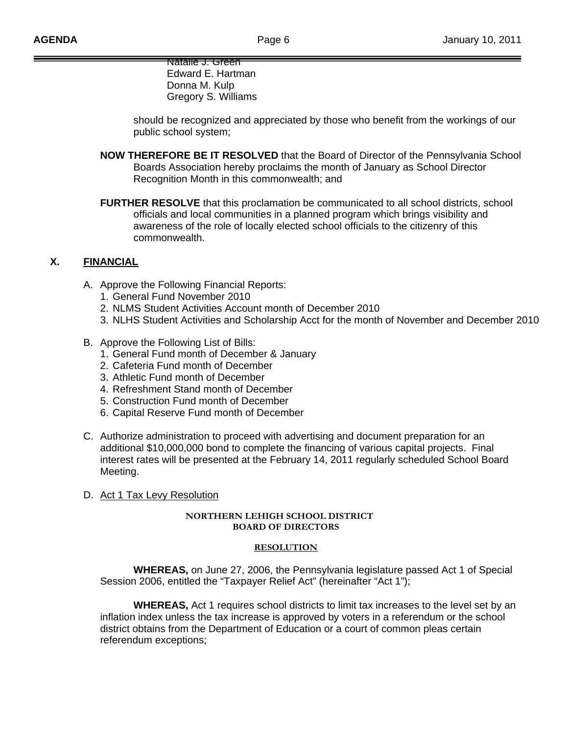Natalie J. Green
Edward E. Hartman
Donna M. Kulp
Gregory S. Williams

should be recognized and appreciated by those who benefit from the workings of our public school system;

**NOW THEREFORE BE IT RESOLVED** that the Board of Director of the Pennsylvania School Boards Association hereby proclaims the month of January as School Director Recognition Month in this commonwealth; and

**FURTHER RESOLVE** that this proclamation be communicated to all school districts, school officials and local communities in a planned program which brings visibility and awareness of the role of locally elected school officials to the citizenry of this commonwealth.

## X. FINANCIAL

A. Approve the Following Financial Reports:
   1. General Fund November 2010
   2. NLMS Student Activities Account month of December 2010
   3. NLHS Student Activities and Scholarship Acct for the month of November and December 2010

B. Approve the Following List of Bills:
   1. General Fund month of December & January
   2. Cafeteria Fund month of December
   3. Athletic Fund month of December
   4. Refreshment Stand month of December
   5. Construction Fund month of December
   6. Capital Reserve Fund month of December

C. Authorize administration to proceed with advertising and document preparation for an additional $10,000,000 bond to complete the financing of various capital projects. Final interest rates will be presented at the February 14, 2011 regularly scheduled School Board Meeting.

D. Act 1 Tax Levy Resolution

**NORTHERN LEHIGH SCHOOL DISTRICT**
**BOARD OF DIRECTORS**

**RESOLUTION**

**WHEREAS,** on June 27, 2006, the Pennsylvania legislature passed Act 1 of Special Session 2006, entitled the "Taxpayer Relief Act" (hereinafter "Act 1");

**WHEREAS,** Act 1 requires school districts to limit tax increases to the level set by an inflation index unless the tax increase is approved by voters in a referendum or the school district obtains from the Department of Education or a court of common pleas certain referendum exceptions;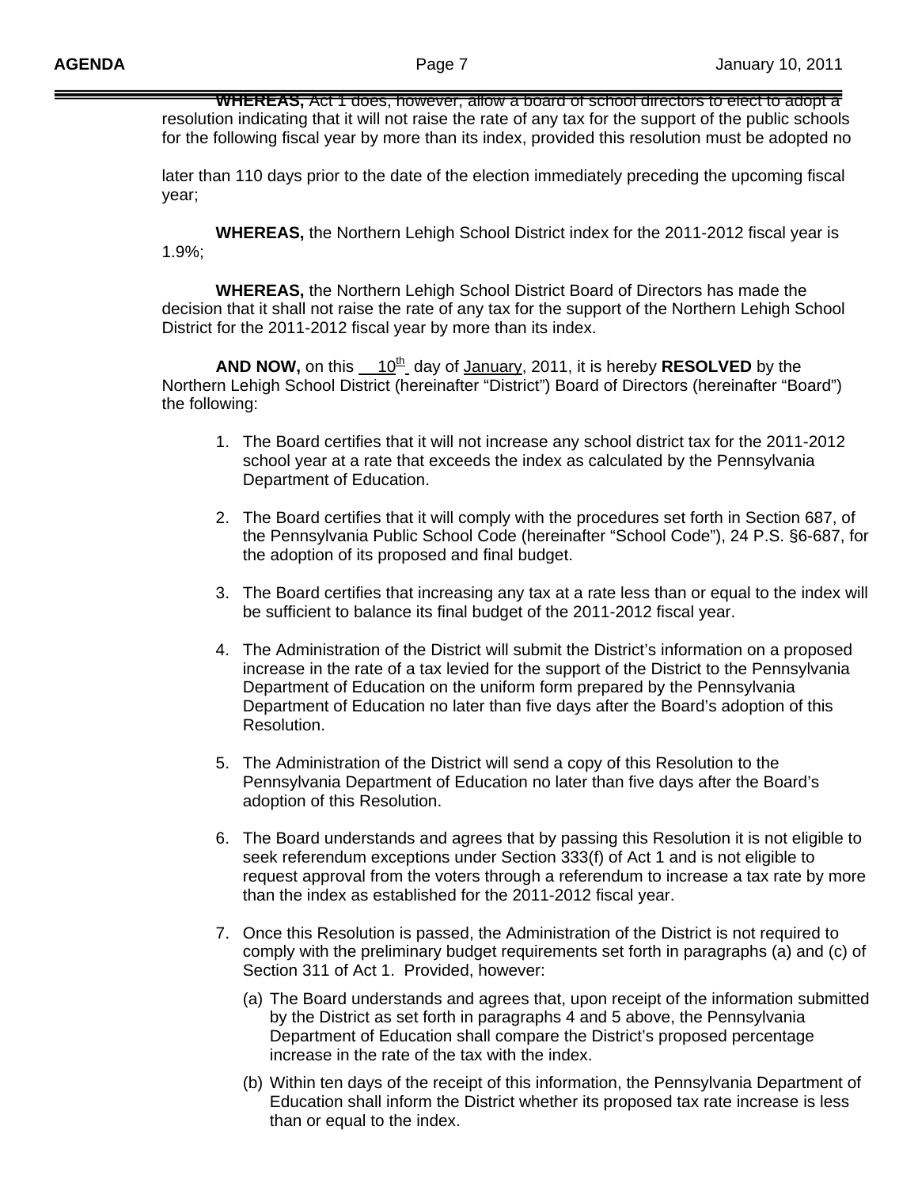**WHEREAS,** Act 1 does, however, allow a board of school directors to elect to adopt a resolution indicating that it will not raise the rate of any tax for the support of the public schools for the following fiscal year by more than its index, provided this resolution must be adopted no later than 110 days prior to the date of the election immediately preceding the upcoming fiscal year;

**WHEREAS,** the Northern Lehigh School District index for the 2011-2012 fiscal year is 1.9%;

**WHEREAS,** the Northern Lehigh School District Board of Directors has made the decision that it shall not raise the rate of any tax for the support of the Northern Lehigh School District for the 2011-2012 fiscal year by more than its index.

**AND NOW,** on this 10th day of January, 2011, it is hereby **RESOLVED** by the Northern Lehigh School District (hereinafter "District") Board of Directors (hereinafter "Board") the following:

1. The Board certifies that it will not increase any school district tax for the 2011-2012 school year at a rate that exceeds the index as calculated by the Pennsylvania Department of Education.

2. The Board certifies that it will comply with the procedures set forth in Section 687, of the Pennsylvania Public School Code (hereinafter "School Code"), 24 P.S. §6-687, for the adoption of its proposed and final budget.

3. The Board certifies that increasing any tax at a rate less than or equal to the index will be sufficient to balance its final budget of the 2011-2012 fiscal year.

4. The Administration of the District will submit the District's information on a proposed increase in the rate of a tax levied for the support of the District to the Pennsylvania Department of Education on the uniform form prepared by the Pennsylvania Department of Education no later than five days after the Board's adoption of this Resolution.

5. The Administration of the District will send a copy of this Resolution to the Pennsylvania Department of Education no later than five days after the Board's adoption of this Resolution.

6. The Board understands and agrees that by passing this Resolution it is not eligible to seek referendum exceptions under Section 333(f) of Act 1 and is not eligible to request approval from the voters through a referendum to increase a tax rate by more than the index as established for the 2011-2012 fiscal year.

7. Once this Resolution is passed, the Administration of the District is not required to comply with the preliminary budget requirements set forth in paragraphs (a) and (c) of Section 311 of Act 1. Provided, however:

   (a) The Board understands and agrees that, upon receipt of the information submitted by the District as set forth in paragraphs 4 and 5 above, the Pennsylvania Department of Education shall compare the District's proposed percentage increase in the rate of the tax with the index.

   (b) Within ten days of the receipt of this information, the Pennsylvania Department of Education shall inform the District whether its proposed tax rate increase is less than or equal to the index.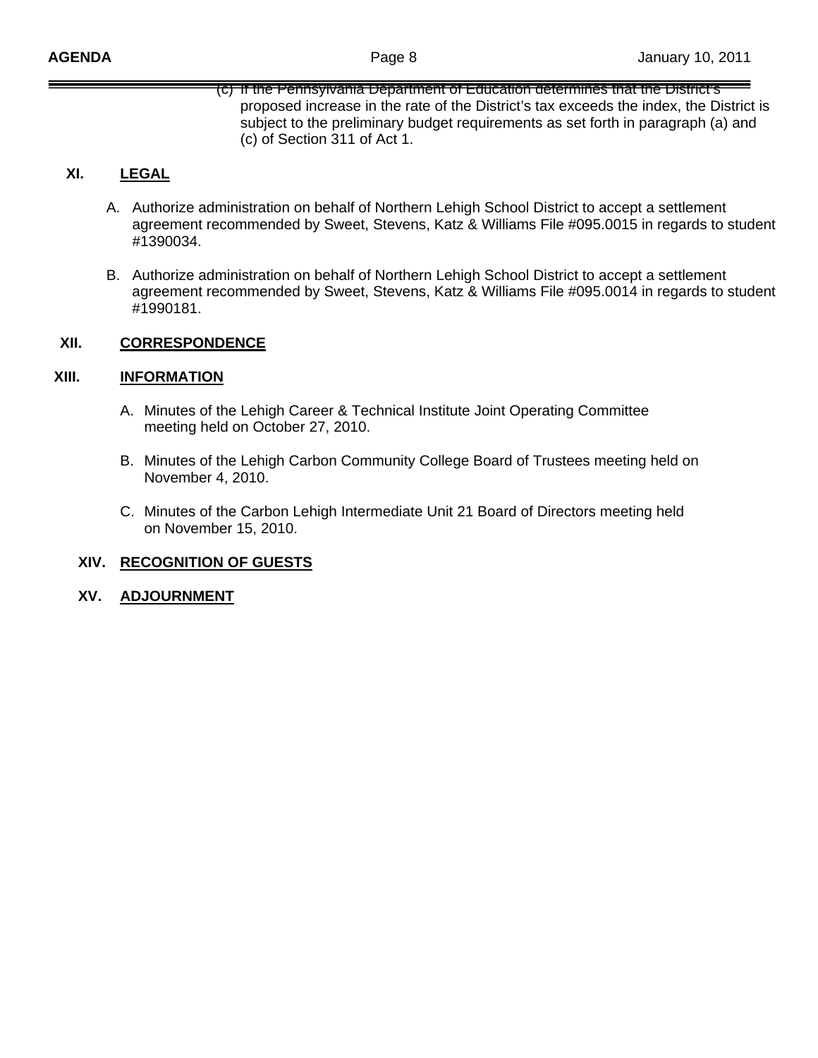(c) If the Pennsylvania Department of Education determines that the District's proposed increase in the rate of the District's tax exceeds the index, the District is subject to the preliminary budget requirements as set forth in paragraph (a) and (c) of Section 311 of Act 1.

## XI. LEGAL

A. Authorize administration on behalf of Northern Lehigh School District to accept a settlement agreement recommended by Sweet, Stevens, Katz & Williams File #095.0015 in regards to student #1390034.

B. Authorize administration on behalf of Northern Lehigh School District to accept a settlement agreement recommended by Sweet, Stevens, Katz & Williams File #095.0014 in regards to student #1990181.

## XII. CORRESPONDENCE

## XIII. INFORMATION

A. Minutes of the Lehigh Career & Technical Institute Joint Operating Committee meeting held on October 27, 2010.

B. Minutes of the Lehigh Carbon Community College Board of Trustees meeting held on November 4, 2010.

C. Minutes of the Carbon Lehigh Intermediate Unit 21 Board of Directors meeting held on November 15, 2010.

## XIV. RECOGNITION OF GUESTS

## XV. ADJOURNMENT